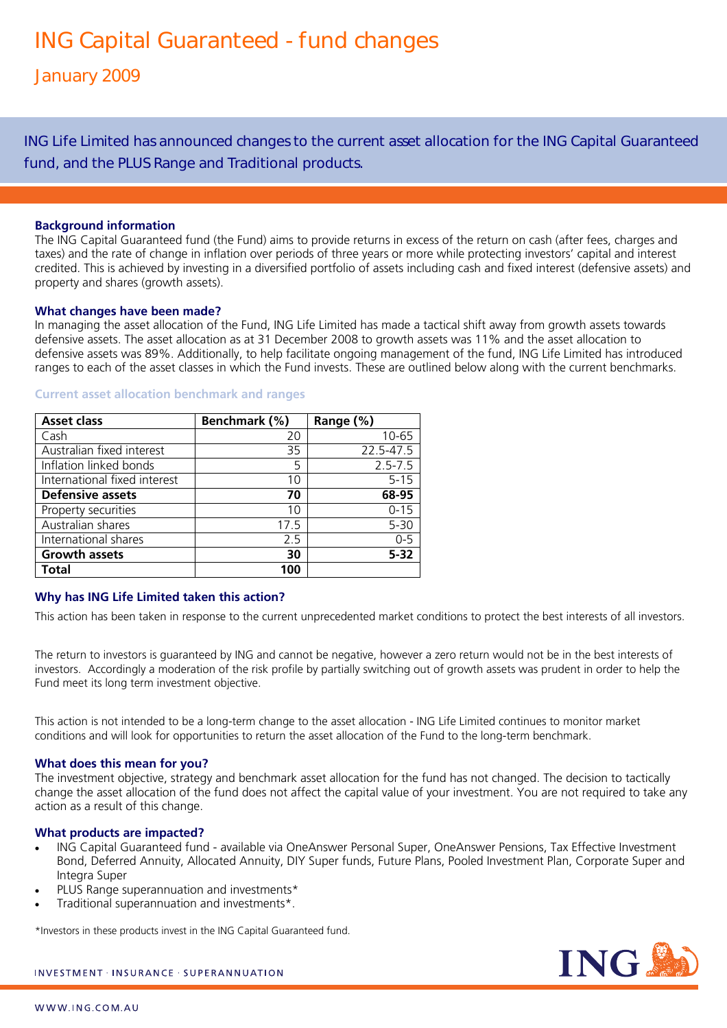# ING Capital Guaranteed - fund changes

## January 2009

ING Life Limited has announced changes to the current asset allocation for the ING Capital Guaranteed fund, and the PLUS Range and Traditional products.

### Background information

The ING Capital Guaranteed fund (the Fund) aims to provide returns in excess of the return on cash (after fees, charges and taxes) and the rate of change in inflation over periods of three years or more while protecting investors' capital and interest credited. This is achieved by investing in a diversified portfolio of assets including cash and fixed interest (defensive assets) and property and shares (growth assets).

### What changes have been made?

In managing the asset allocation of the Fund, ING Life Limited has made a tactical shift away from growth assets towards defensive assets. The asset allocation as at 31 December 2008 to growth assets was 11% and the asset allocation to defensive assets was 89%. Additionally, to help facilitate ongoing management of the fund, ING Life Limited has introduced ranges to each of the asset classes in which the Fund invests. These are outlined below along with the current benchmarks.

**Current asset allocation benchmark and ranges**

| Asset class | Benchmark (%) | Range (%) |
|---|---|---|
| Cash | 20 | 10-65 |
| Australian fixed interest | 35 | 22.5-47.5 |
| Inflation linked bonds | 5 | 2.5-7.5 |
| International fixed interest | 10 | 5-15 |
| **Defensive assets** | **70** | **68-95** |
| Property securities | 10 | 0-15 |
| Australian shares | 17.5 | 5-30 |
| International shares | 2.5 | 0-5 |
| **Growth assets** | **30** | **5-32** |
| **Total** | **100** | |

### Why has ING Life Limited taken this action?

This action has been taken in response to the current unprecedented market conditions to protect the best interests of all investors.

The return to investors is guaranteed by ING and cannot be negative, however a zero return would not be in the best interests of investors. Accordingly a moderation of the risk profile by partially switching out of growth assets was prudent in order to help the Fund meet its long term investment objective.

This action is not intended to be a long-term change to the asset allocation - ING Life Limited continues to monitor market conditions and will look for opportunities to return the asset allocation of the Fund to the long-term benchmark.

### What does this mean for you?

The investment objective, strategy and benchmark asset allocation for the fund has not changed. The decision to tactically change the asset allocation of the fund does not affect the capital value of your investment. You are not required to take any action as a result of this change.

### What products are impacted?

- ING Capital Guaranteed fund - available via OneAnswer Personal Super, OneAnswer Pensions, Tax Effective Investment Bond, Deferred Annuity, Allocated Annuity, DIY Super funds, Future Plans, Pooled Investment Plan, Corporate Super and Integra Super
- PLUS Range superannuation and investments*
- Traditional superannuation and investments*.

*Investors in these products invest in the ING Capital Guaranteed fund.

INVESTMENT · INSURANCE · SUPERANNUATION

ING

WWW.ING.COM.AU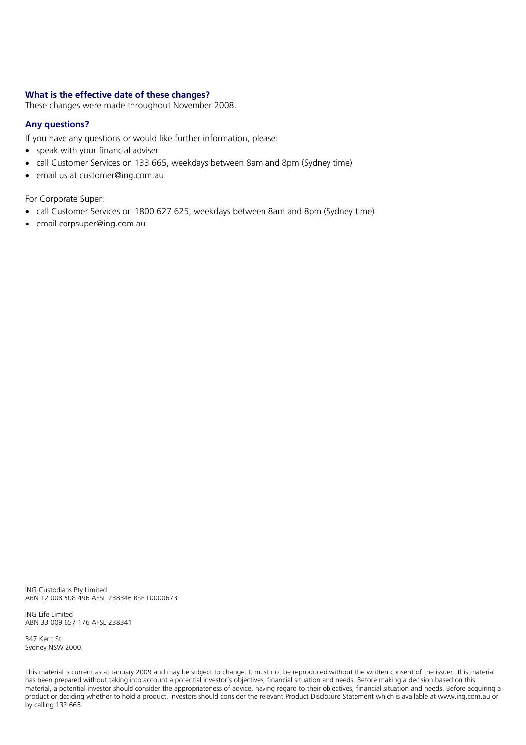### What is the effective date of these changes?

These changes were made throughout November 2008.

### Any questions?

If you have any questions or would like further information, please:

- speak with your financial adviser
- call Customer Services on 133 665, weekdays between 8am and 8pm (Sydney time)
- email us at customer@ing.com.au

For Corporate Super:

- call Customer Services on 1800 627 625, weekdays between 8am and 8pm (Sydney time)
- email corpsuper@ing.com.au

ING Custodians Pty Limited
ABN 12 008 508 496 AFSL 238346 RSE L0000673

ING Life Limited
ABN 33 009 657 176 AFSL 238341

347 Kent St
Sydney NSW 2000.

This material is current as at January 2009 and may be subject to change. It must not be reproduced without the written consent of the issuer. This material has been prepared without taking into account a potential investor's objectives, financial situation and needs. Before making a decision based on this material, a potential investor should consider the appropriateness of advice, having regard to their objectives, financial situation and needs. Before acquiring a product or deciding whether to hold a product, investors should consider the relevant Product Disclosure Statement which is available at www.ing.com.au or by calling 133 665.